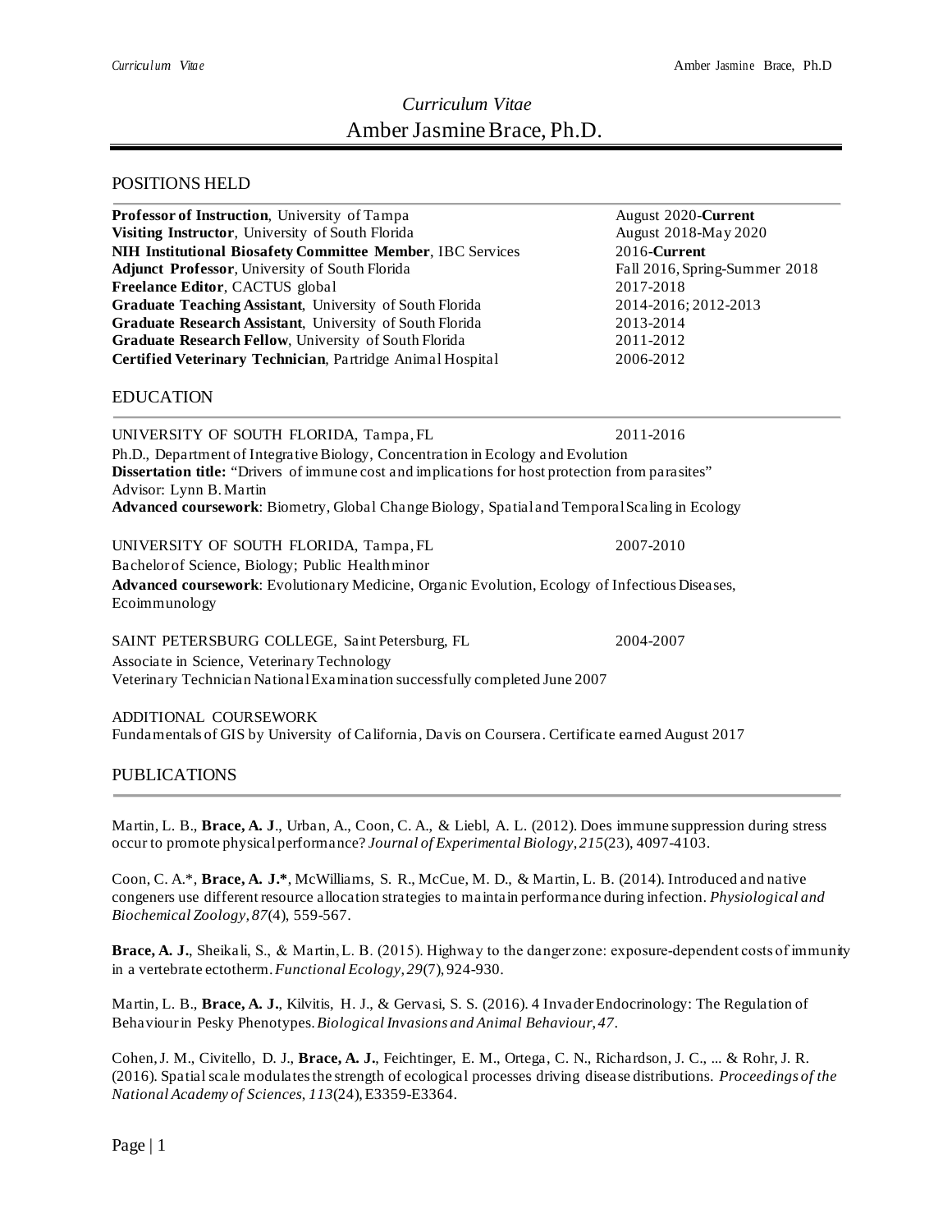# *Curriculum Vitae*
# Amber Jasmine Brace, Ph.D.

## POSITIONS HELD

| | |
|---|---|
| **Professor of Instruction**, University of Tampa | August 2020-**Current** |
| **Visiting Instructor**, University of South Florida | August 2018-May 2020 |
| **NIH Institutional Biosafety Committee Member**, IBC Services | 2016-**Current** |
| **Adjunct Professor**, University of South Florida | Fall 2016, Spring-Summer 2018 |
| **Freelance Editor**, CACTUS global | 2017-2018 |
| **Graduate Teaching Assistant**, University of South Florida | 2014-2016; 2012-2013 |
| **Graduate Research Assistant**, University of South Florida | 2013-2014 |
| **Graduate Research Fellow**, University of South Florida | 2011-2012 |
| **Certified Veterinary Technician**, Partridge Animal Hospital | 2006-2012 |

## EDUCATION

UNIVERSITY OF SOUTH FLORIDA, Tampa, FL — 2011-2016

Ph.D., Department of Integrative Biology, Concentration in Ecology and Evolution
**Dissertation title:** "Drivers of immune cost and implications for host protection from parasites"
Advisor: Lynn B. Martin
**Advanced coursework**: Biometry, Global Change Biology, Spatial and Temporal Scaling in Ecology

UNIVERSITY OF SOUTH FLORIDA, Tampa, FL — 2007-2010

Bachelor of Science, Biology; Public Health minor
**Advanced coursework**: Evolutionary Medicine, Organic Evolution, Ecology of Infectious Diseases, Ecoimmunology

SAINT PETERSBURG COLLEGE, Saint Petersburg, FL — 2004-2007

Associate in Science, Veterinary Technology
Veterinary Technician National Examination successfully completed June 2007

ADDITIONAL COURSEWORK
Fundamentals of GIS by University of California, Davis on Coursera. Certificate earned August 2017

## PUBLICATIONS

Martin, L. B., **Brace, A. J**., Urban, A., Coon, C. A., & Liebl, A. L. (2012). Does immune suppression during stress occur to promote physical performance? *Journal of Experimental Biology*, *215*(23), 4097-4103.

Coon, C. A.*, **Brace, A. J.***, McWilliams, S. R., McCue, M. D., & Martin, L. B. (2014). Introduced and native congeners use different resource allocation strategies to maintain performance during infection. *Physiological and Biochemical Zoology, 87*(4), 559-567.

**Brace, A. J.**, Sheikali, S., & Martin, L. B. (2015). Highway to the danger zone: exposure-dependent costs of immunity in a vertebrate ectotherm. *Functional Ecology*, *29*(7), 924-930.

Martin, L. B., **Brace, A. J.**, Kilvitis, H. J., & Gervasi, S. S. (2016). 4 Invader Endocrinology: The Regulation of Behaviour in Pesky Phenotypes. *Biological Invasions and Animal Behaviour, 47*.

Cohen, J. M., Civitello, D. J., **Brace, A. J.**, Feichtinger, E. M., Ortega, C. N., Richardson, J. C., ... & Rohr, J. R. (2016). Spatial scale modulates the strength of ecological processes driving disease distributions. *Proceedings of the National Academy of Sciences*, *113*(24), E3359-E3364.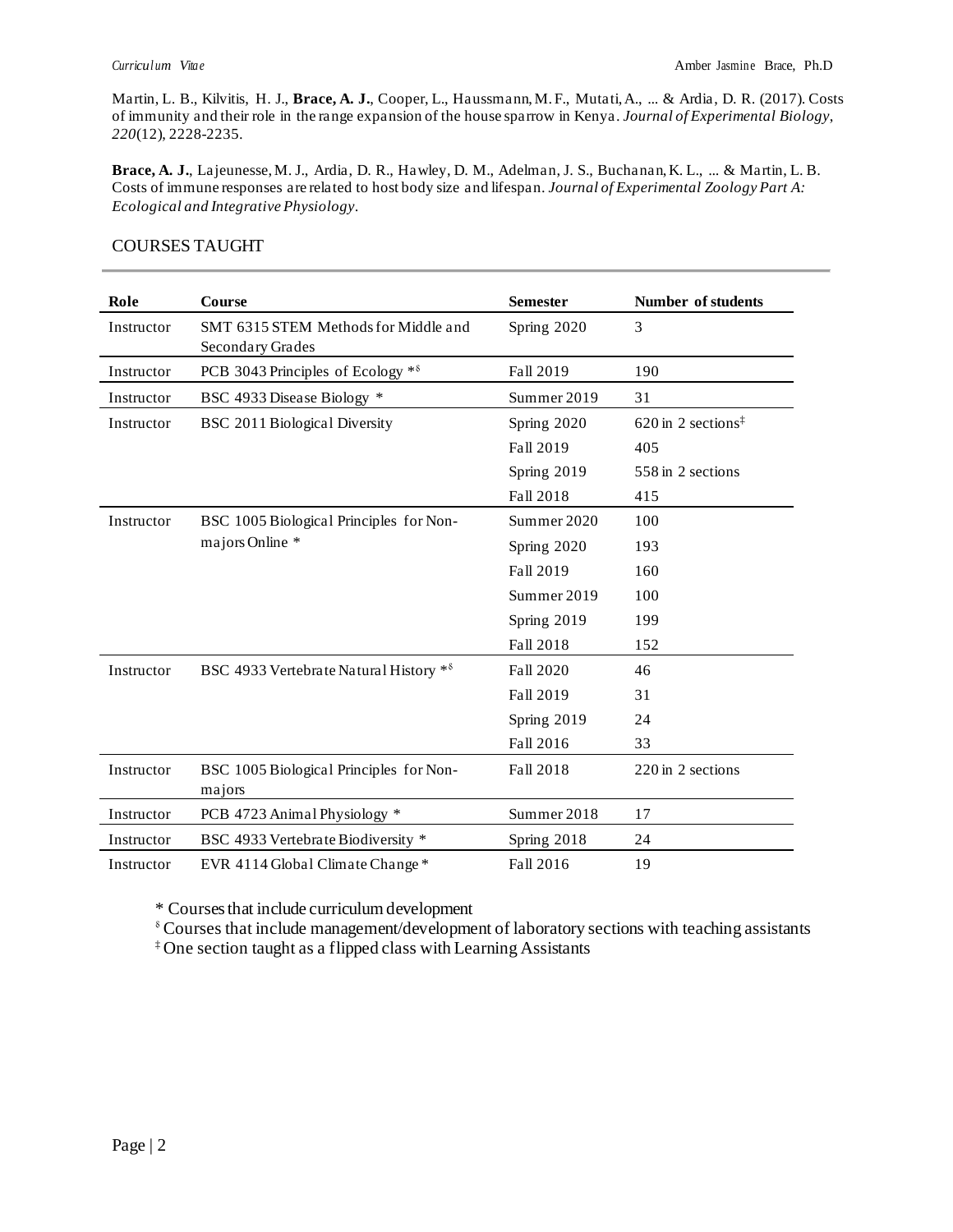Martin, L. B., Kilvitis, H. J., **Brace, A. J.**, Cooper, L., Haussmann, M. F., Mutati, A., ... & Ardia, D. R. (2017). Costs of immunity and their role in the range expansion of the house sparrow in Kenya. *Journal of Experimental Biology*, *220*(12), 2228-2235.

**Brace, A. J.**, Lajeunesse, M. J., Ardia, D. R., Hawley, D. M., Adelman, J. S., Buchanan, K. L., ... & Martin, L. B. Costs of immune responses are related to host body size and lifespan. *Journal of Experimental Zoology Part A: Ecological and Integrative Physiology*.

## COURSES TAUGHT

| Role | Course | Semester | Number of students |
|---|---|---|---|
| Instructor | SMT 6315 STEM Methods for Middle and Secondary Grades | Spring 2020 | 3 |
| Instructor | PCB 3043 Principles of Ecology *§ | Fall 2019 | 190 |
| Instructor | BSC 4933 Disease Biology * | Summer 2019 | 31 |
| Instructor | BSC 2011 Biological Diversity | Spring 2020 | 620 in 2 sections‡ |
| | | Fall 2019 | 405 |
| | | Spring 2019 | 558 in 2 sections |
| | | Fall 2018 | 415 |
| Instructor | BSC 1005 Biological Principles for Non-majors Online * | Summer 2020 | 100 |
| | | Spring 2020 | 193 |
| | | Fall 2019 | 160 |
| | | Summer 2019 | 100 |
| | | Spring 2019 | 199 |
| | | Fall 2018 | 152 |
| Instructor | BSC 4933 Vertebrate Natural History *§ | Fall 2020 | 46 |
| | | Fall 2019 | 31 |
| | | Spring 2019 | 24 |
| | | Fall 2016 | 33 |
| Instructor | BSC 1005 Biological Principles for Non-majors | Fall 2018 | 220 in 2 sections |
| Instructor | PCB 4723 Animal Physiology * | Summer 2018 | 17 |
| Instructor | BSC 4933 Vertebrate Biodiversity * | Spring 2018 | 24 |
| Instructor | EVR 4114 Global Climate Change * | Fall 2016 | 19 |

\* Courses that include curriculum development

§ Courses that include management/development of laboratory sections with teaching assistants

‡ One section taught as a flipped class with Learning Assistants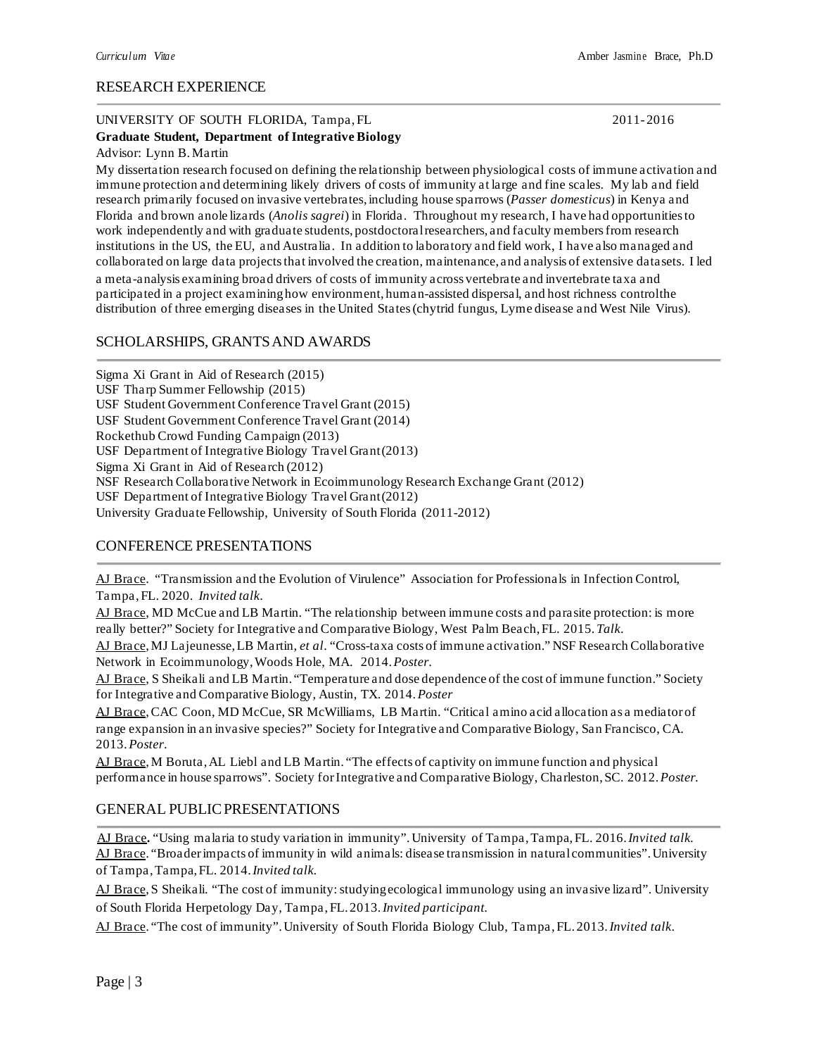## RESEARCH EXPERIENCE

UNIVERSITY OF SOUTH FLORIDA, Tampa, FL 2011-2016

**Graduate Student, Department of Integrative Biology**

Advisor: Lynn B. Martin

My dissertation research focused on defining the relationship between physiological costs of immune activation and immune protection and determining likely drivers of costs of immunity at large and fine scales. My lab and field research primarily focused on invasive vertebrates, including house sparrows (*Passer domesticus*) in Kenya and Florida and brown anole lizards (*Anolis sagrei*) in Florida. Throughout my research, I have had opportunities to work independently and with graduate students, postdoctoral researchers, and faculty members from research institutions in the US, the EU, and Australia. In addition to laboratory and field work, I have also managed and collaborated on large data projects that involved the creation, maintenance, and analysis of extensive datasets. I led a meta-analysis examining broad drivers of costs of immunity across vertebrate and invertebrate taxa and participated in a project examining how environment, human-assisted dispersal, and host richness control the distribution of three emerging diseases in the United States (chytrid fungus, Lyme disease and West Nile Virus).

## SCHOLARSHIPS, GRANTS AND AWARDS

Sigma Xi Grant in Aid of Research (2015)
USF Tharp Summer Fellowship (2015)
USF Student Government Conference Travel Grant (2015)
USF Student Government Conference Travel Grant (2014)
Rockethub Crowd Funding Campaign (2013)
USF Department of Integrative Biology Travel Grant (2013)
Sigma Xi Grant in Aid of Research (2012)
NSF Research Collaborative Network in Ecoimmunology Research Exchange Grant (2012)
USF Department of Integrative Biology Travel Grant (2012)
University Graduate Fellowship, University of South Florida (2011-2012)

## CONFERENCE PRESENTATIONS

AJ Brace. "Transmission and the Evolution of Virulence" Association for Professionals in Infection Control, Tampa, FL. 2020. *Invited talk.*

AJ Brace, MD McCue and LB Martin. "The relationship between immune costs and parasite protection: is more really better?" Society for Integrative and Comparative Biology, West Palm Beach, FL. 2015. *Talk.*

AJ Brace, MJ Lajeunesse, LB Martin, *et al*. "Cross-taxa costs of immune activation." NSF Research Collaborative Network in Ecoimmunology, Woods Hole, MA. 2014. *Poster.*

AJ Brace, S Sheikali and LB Martin. "Temperature and dose dependence of the cost of immune function." Society for Integrative and Comparative Biology, Austin, TX. 2014. *Poster*

AJ Brace, CAC Coon, MD McCue, SR McWilliams, LB Martin. "Critical amino acid allocation as a mediator of range expansion in an invasive species?" Society for Integrative and Comparative Biology, San Francisco, CA. 2013. *Poster.*

AJ Brace, M Boruta, AL Liebl and LB Martin. "The effects of captivity on immune function and physical performance in house sparrows". Society for Integrative and Comparative Biology, Charleston, SC. 2012. *Poster.*

## GENERAL PUBLIC PRESENTATIONS

**AJ Brace.** "Using malaria to study variation in immunity". University of Tampa, Tampa, FL. 2016. *Invited talk.*

AJ Brace. "Broader impacts of immunity in wild animals: disease transmission in natural communities". University of Tampa, Tampa, FL. 2014. *Invited talk.*

AJ Brace, S Sheikali. "The cost of immunity: studying ecological immunology using an invasive lizard". University of South Florida Herpetology Day, Tampa, FL. 2013. *Invited participant.*

AJ Brace. "The cost of immunity". University of South Florida Biology Club, Tampa, FL. 2013. *Invited talk.*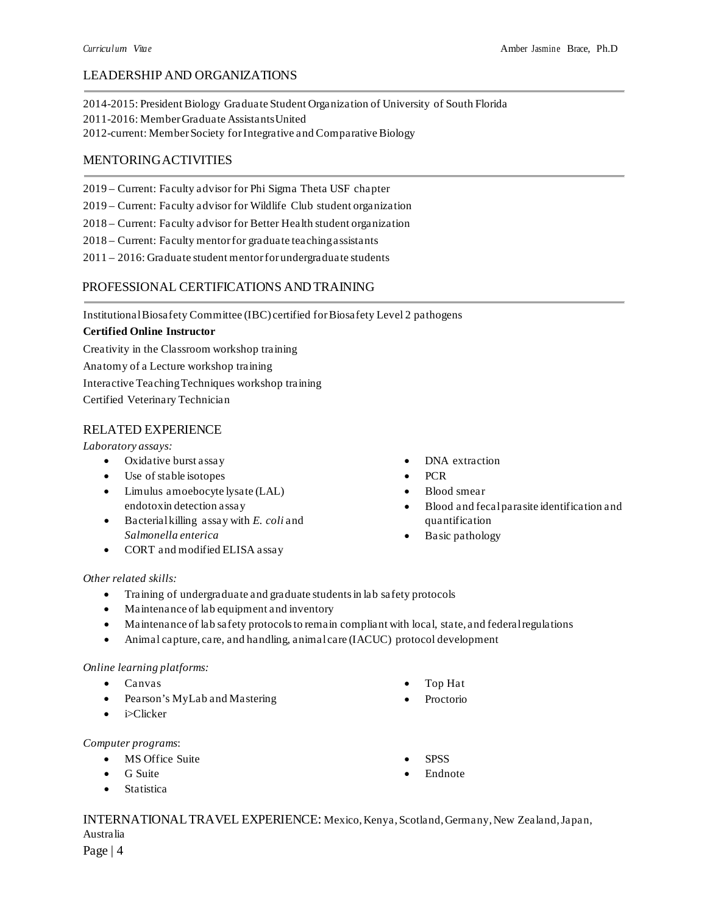## LEADERSHIP AND ORGANIZATIONS

2014-2015: President Biology Graduate Student Organization of University of South Florida
2011-2016: Member Graduate Assistants United
2012-current: Member Society for Integrative and Comparative Biology

## MENTORING ACTIVITIES

2019 – Current: Faculty advisor for Phi Sigma Theta USF chapter
2019 – Current: Faculty advisor for Wildlife Club student organization
2018 – Current: Faculty advisor for Better Health student organization
2018 – Current: Faculty mentor for graduate teaching assistants
2011 – 2016: Graduate student mentor for undergraduate students

## PROFESSIONAL CERTIFICATIONS AND TRAINING

Institutional Biosafety Committee (IBC) certified for Biosafety Level 2 pathogens

**Certified Online Instructor**

Creativity in the Classroom workshop training

Anatomy of a Lecture workshop training

Interactive Teaching Techniques workshop training

Certified Veterinary Technician

## RELATED EXPERIENCE

*Laboratory assays:*

- Oxidative burst assay
- Use of stable isotopes
- Limulus amoebocyte lysate (LAL) endotoxin detection assay
- Bacterial killing assay with *E. coli* and *Salmonella enterica*
- CORT and modified ELISA assay
- DNA extraction
- PCR
- Blood smear
- Blood and fecal parasite identification and quantification
- Basic pathology

*Other related skills:*

- Training of undergraduate and graduate students in lab safety protocols
- Maintenance of lab equipment and inventory
- Maintenance of lab safety protocols to remain compliant with local, state, and federal regulations
- Animal capture, care, and handling, animal care (IACUC) protocol development

*Online learning platforms:*

- Canvas
- Pearson's MyLab and Mastering
- i>Clicker
- Top Hat
- Proctorio

*Computer programs*:

- MS Office Suite
- G Suite
- Statistica
- SPSS
- Endnote

INTERNATIONAL TRAVEL EXPERIENCE: Mexico, Kenya, Scotland, Germany, New Zealand, Japan, Australia